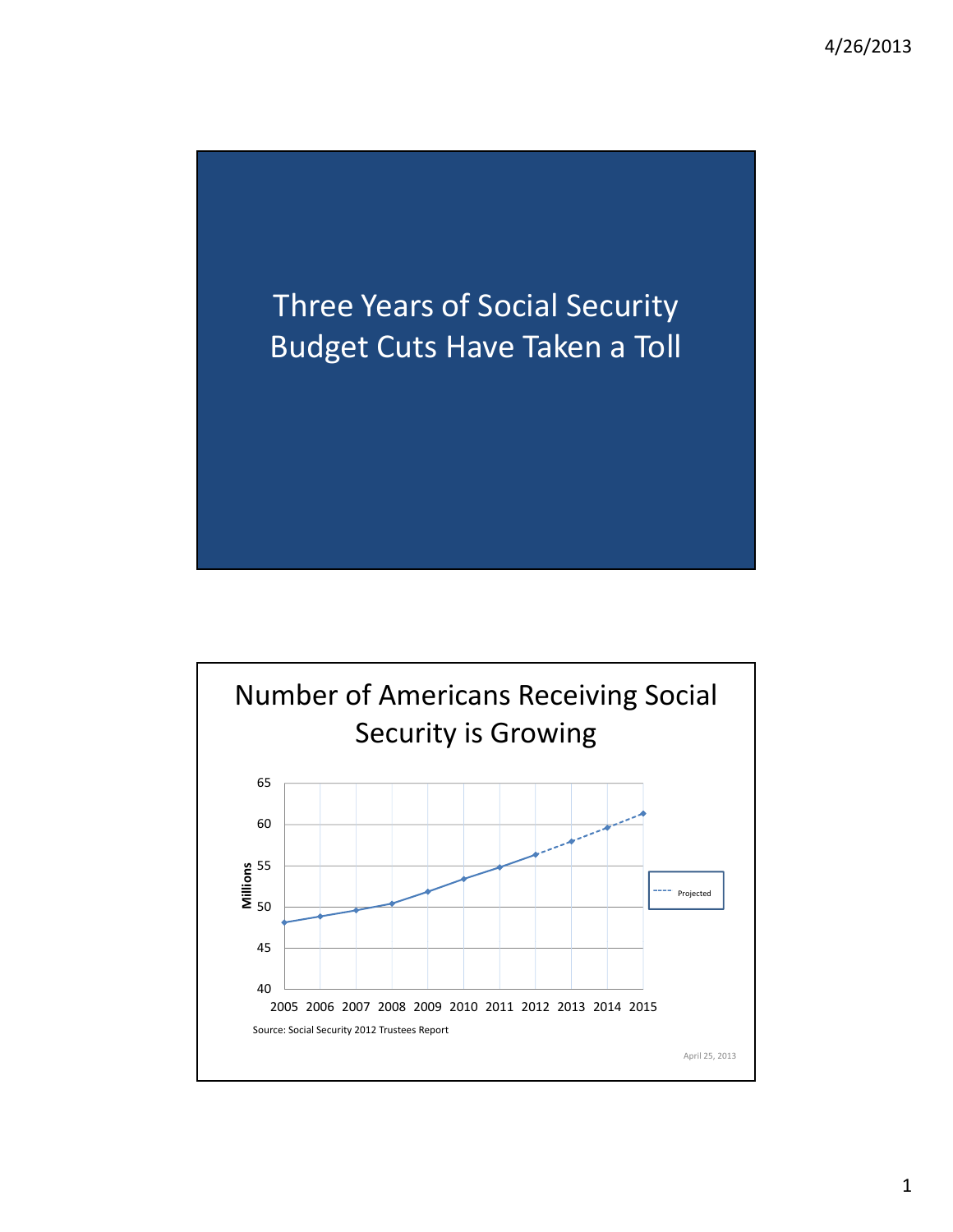# Three Years of Social Security Budget Cuts Have Taken a Toll

## Number of Americans Receiving Social Security is Growing

Millions

65
60
55
50
45
40

2005 2006 2007 2008 2009 2010 2011 2012 2013 2014 2015

Projected

Source: Social Security 2012 Trustees Report

April 25, 2013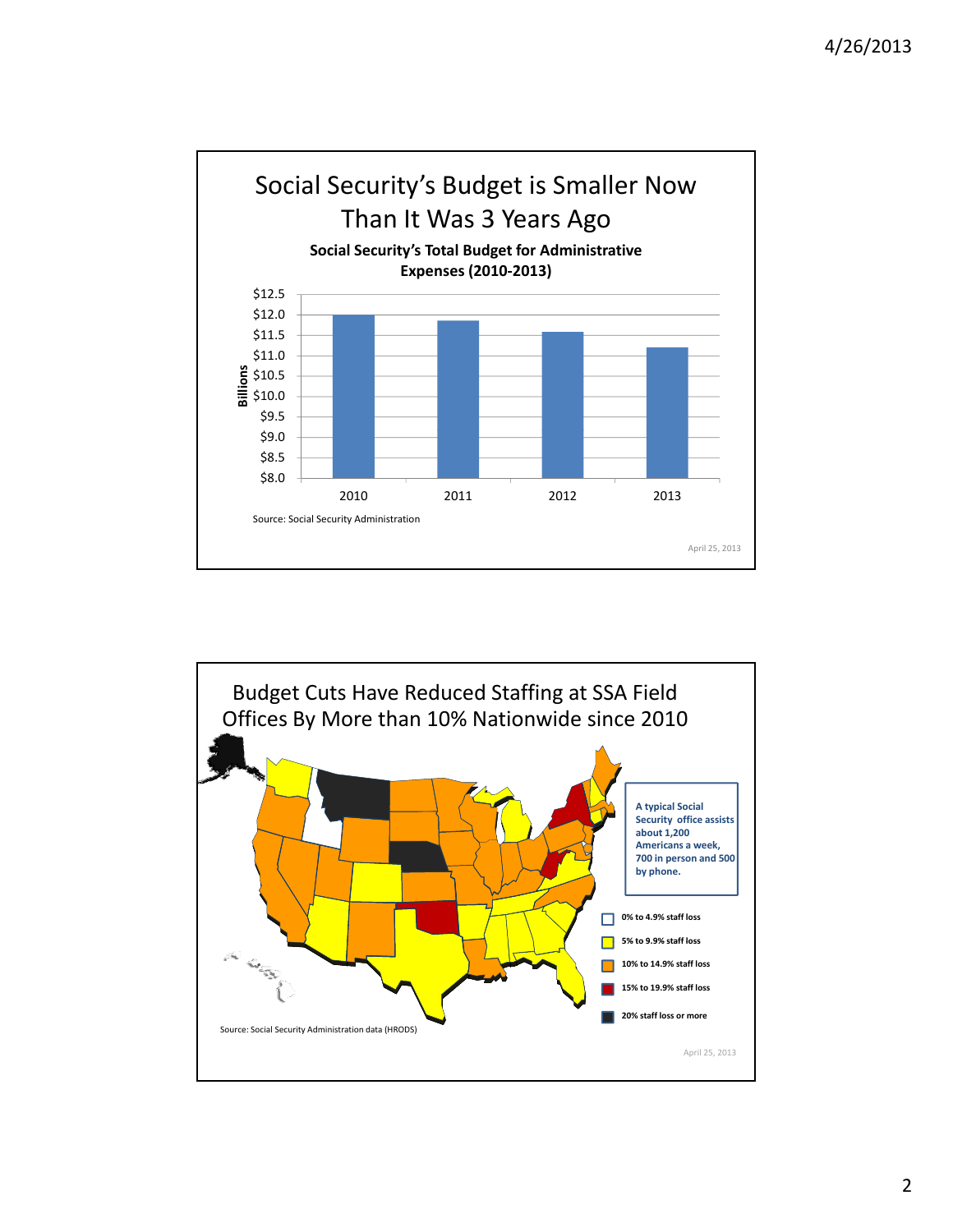# Social Security's Budget is Smaller Now Than It Was 3 Years Ago

**Social Security's Total Budget for Administrative Expenses (2010-2013)**

Billions

$12.5
$12.0
$11.5
$11.0
$10.5
$10.0
$9.5
$9.0
$8.5
$8.0

2010 2011 2012 2013

Source: Social Security Administration

April 25, 2013

# Budget Cuts Have Reduced Staffing at SSA Field Offices By More than 10% Nationwide since 2010

**A typical Social Security office assists about 1,200 Americans a week, 700 in person and 500 by phone.**

- **0% to 4.9% staff loss**
- **5% to 9.9% staff loss**
- **10% to 14.9% staff loss**
- **15% to 19.9% staff loss**
- **20% staff loss or more**

Source: Social Security Administration data (HRODS)

April 25, 2013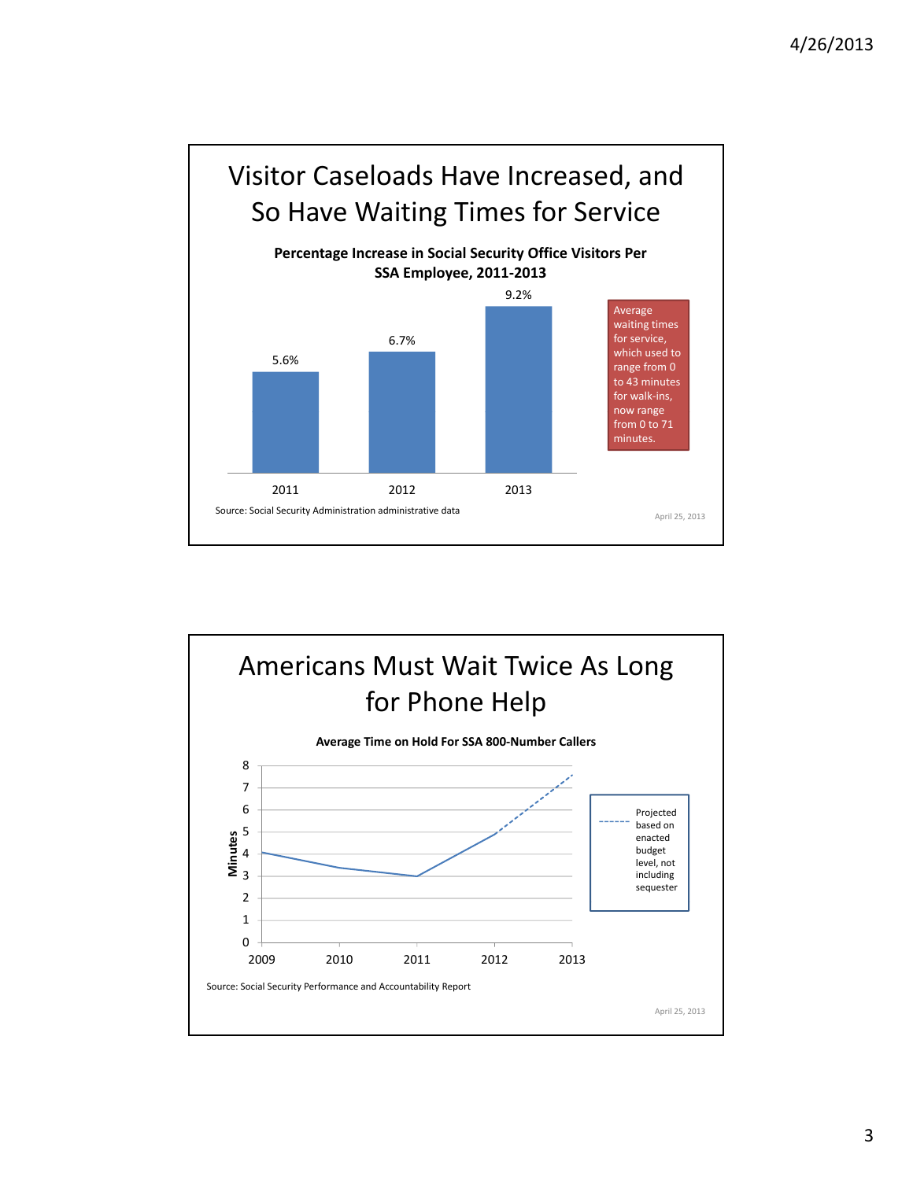## Visitor Caseloads Have Increased, and So Have Waiting Times for Service

**Percentage Increase in Social Security Office Visitors Per SSA Employee, 2011-2013**

| Year | Increase |
|---|---|
| 2011 | 5.6% |
| 2012 | 6.7% |
| 2013 | 9.2% |

Average waiting times for service, which used to range from 0 to 43 minutes for walk-ins, now range from 0 to 71 minutes.

Source: Social Security Administration administrative data

April 25, 2013

## Americans Must Wait Twice As Long for Phone Help

**Average Time on Hold For SSA 800-Number Callers**

Minutes (0–8); years 2009–2013

Projected based on enacted budget level, not including sequester

Source: Social Security Performance and Accountability Report

April 25, 2013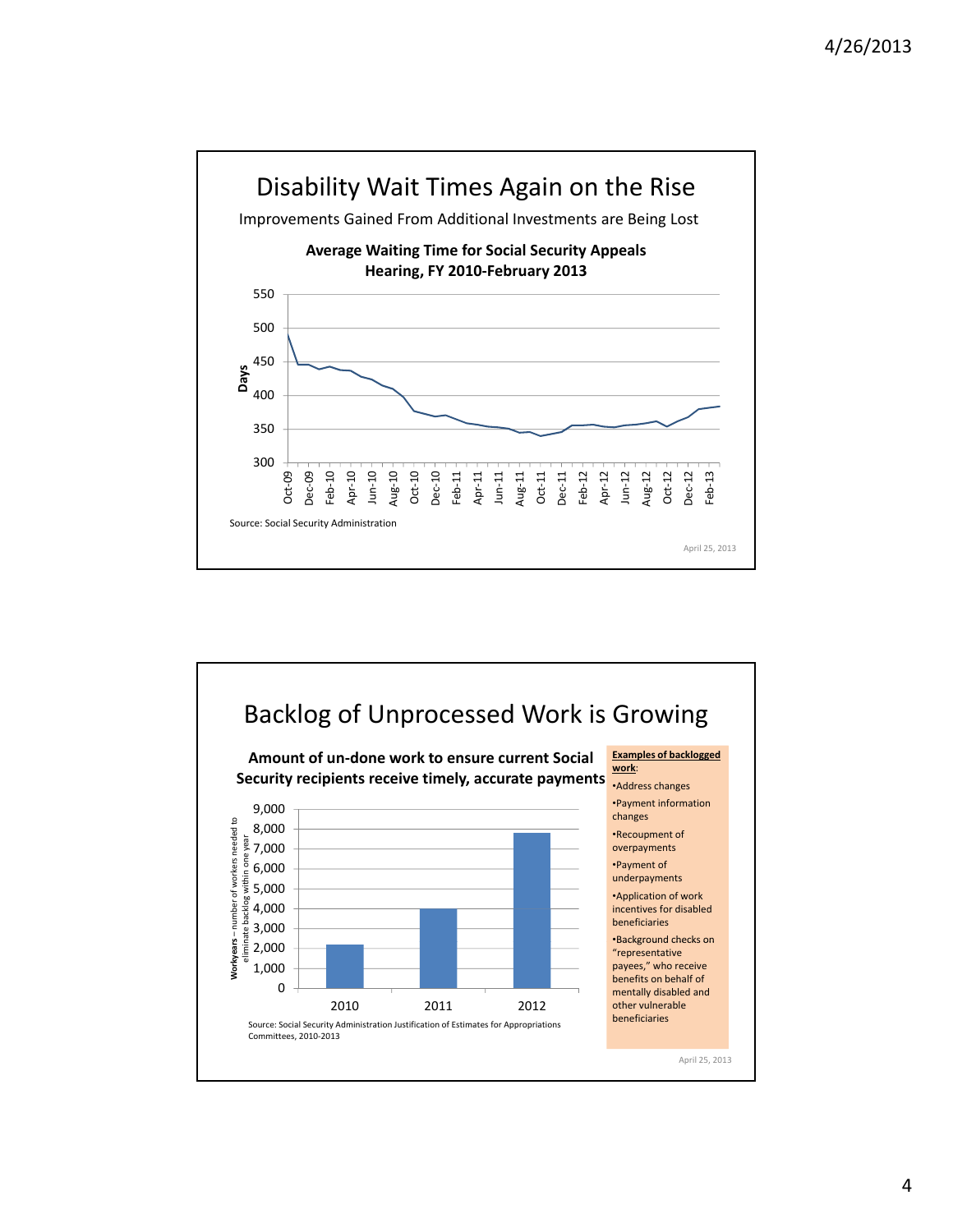## Disability Wait Times Again on the Rise

Improvements Gained From Additional Investments are Being Lost

**Average Waiting Time for Social Security Appeals Hearing, FY 2010-February 2013**

Days: 300, 350, 400, 450, 500, 550

Oct-09, Dec-09, Feb-10, Apr-10, Jun-10, Aug-10, Oct-10, Dec-10, Feb-11, Apr-11, Jun-11, Aug-11, Oct-11, Dec-11, Feb-12, Apr-12, Jun-12, Aug-12, Oct-12, Dec-12, Feb-13

Source: Social Security Administration

April 25, 2013

## Backlog of Unprocessed Work is Growing

**Amount of un-done work to ensure current Social Security recipients receive timely, accurate payments**

**Workyears** – number of workers needed to eliminate backlog within one year

0, 1,000, 2,000, 3,000, 4,000, 5,000, 6,000, 7,000, 8,000, 9,000

2010, 2011, 2012

Source: Social Security Administration Justification of Estimates for Appropriations Committees, 2010-2013

**Examples of backlogged work**:

- Address changes
- Payment information changes
- Recoupment of overpayments
- Payment of underpayments
- Application of work incentives for disabled beneficiaries
- Background checks on "representative payees," who receive benefits on behalf of mentally disabled and other vulnerable beneficiaries

April 25, 2013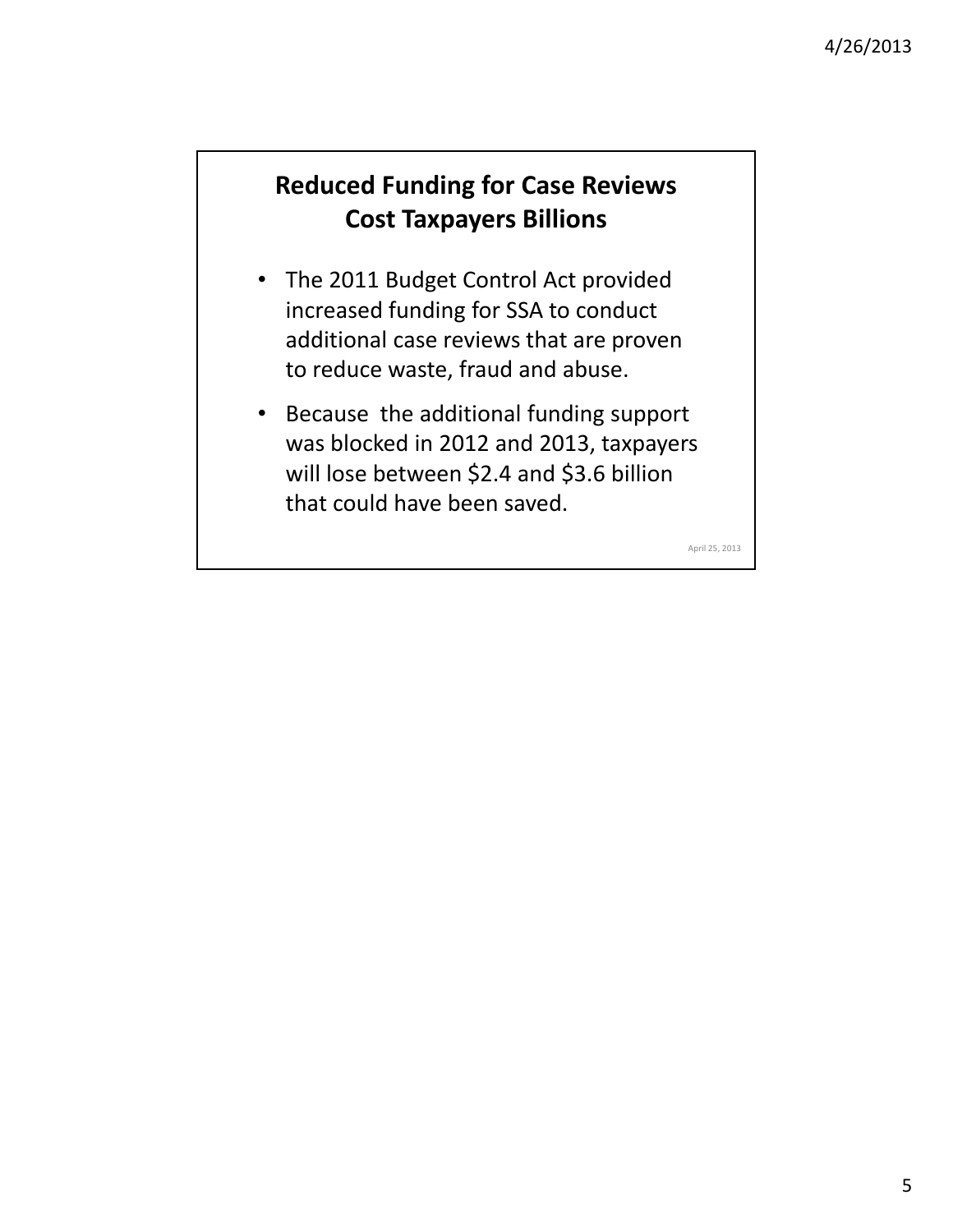## Reduced Funding for Case Reviews Cost Taxpayers Billions

- The 2011 Budget Control Act provided increased funding for SSA to conduct additional case reviews that are proven to reduce waste, fraud and abuse.
- Because the additional funding support was blocked in 2012 and 2013, taxpayers will lose between $2.4 and $3.6 billion that could have been saved.

April 25, 2013